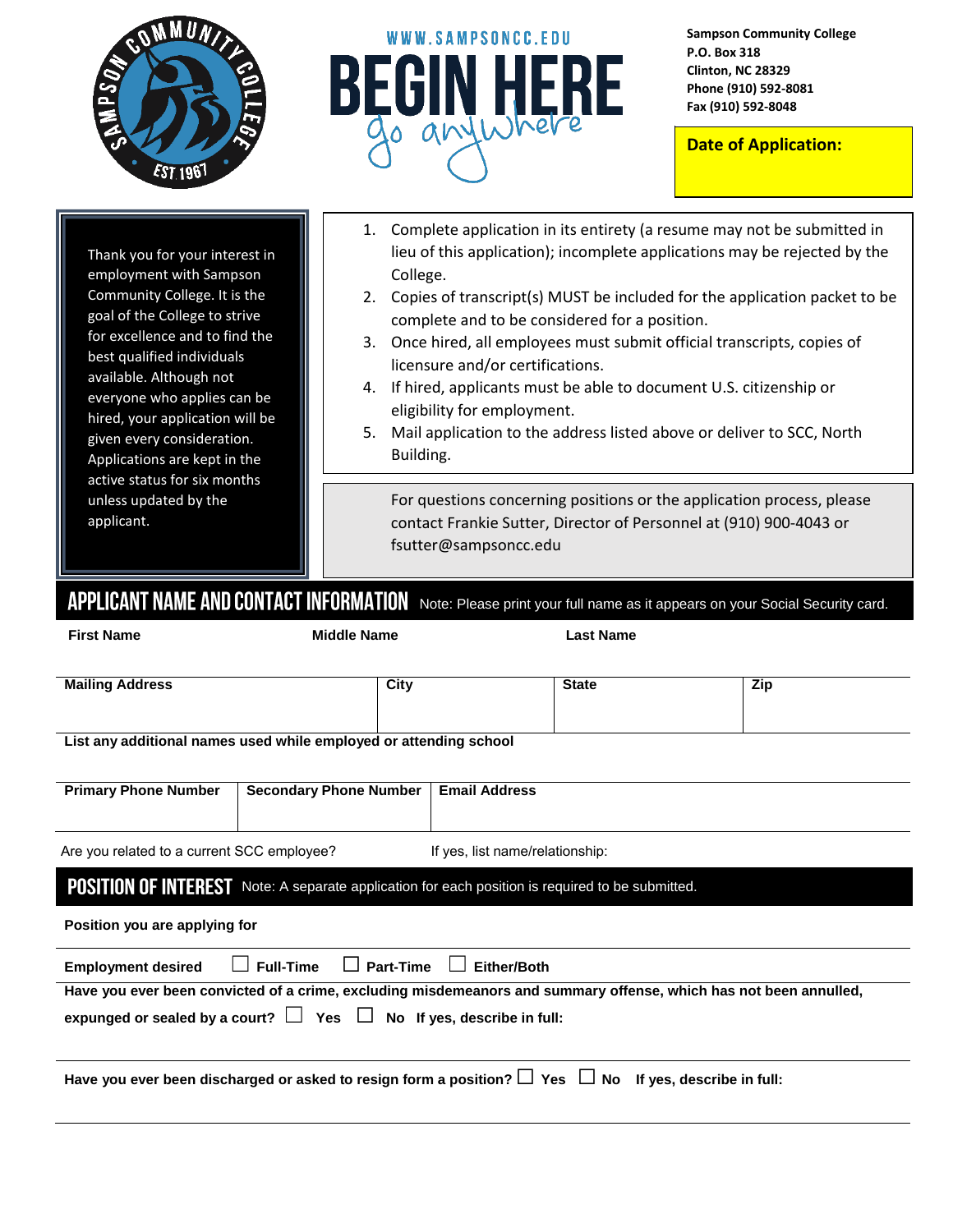WWW.SAMPSONCC.EDU

# BEGIN HERE

go anywhere

**Sampson Community College**
**P.O. Box 318**
**Clinton, NC 28329**
**Phone (910) 592-8081**
**Fax (910) 592-8048**

**Date of Application:**

Thank you for your interest in employment with Sampson Community College. It is the goal of the College to strive for excellence and to find the best qualified individuals available. Although not everyone who applies can be hired, your application will be given every consideration. Applications are kept in the active status for six months unless updated by the applicant.

1. Complete application in its entirety (a resume may not be submitted in lieu of this application); incomplete applications may be rejected by the College.
2. Copies of transcript(s) MUST be included for the application packet to be complete and to be considered for a position.
3. Once hired, all employees must submit official transcripts, copies of licensure and/or certifications.
4. If hired, applicants must be able to document U.S. citizenship or eligibility for employment.
5. Mail application to the address listed above or deliver to SCC, North Building.

For questions concerning positions or the application process, please contact Frankie Sutter, Director of Personnel at (910) 900-4043 or fsutter@sampsoncc.edu

## APPLICANT NAME AND CONTACT INFORMATION

Note: Please print your full name as it appears on your Social Security card.

| First Name | Middle Name | Last Name |
|---|---|---|
| | | |

| Mailing Address | City | State | Zip |
|---|---|---|---|
| | | | |

**List any additional names used while employed or attending school**

| Primary Phone Number | Secondary Phone Number | Email Address |
|---|---|---|
| | | |

Are you related to a current SCC employee? If yes, list name/relationship:

## POSITION OF INTEREST

Note: A separate application for each position is required to be submitted.

**Position you are applying for**

**Employment desired** ☐ **Full-Time** ☐ **Part-Time** ☐ **Either/Both**

**Have you ever been convicted of a crime, excluding misdemeanors and summary offense, which has not been annulled, expunged or sealed by a court?** ☐ **Yes** ☐ **No** **If yes, describe in full:**

**Have you ever been discharged or asked to resign form a position?** ☐ **Yes** ☐ **No** **If yes, describe in full:**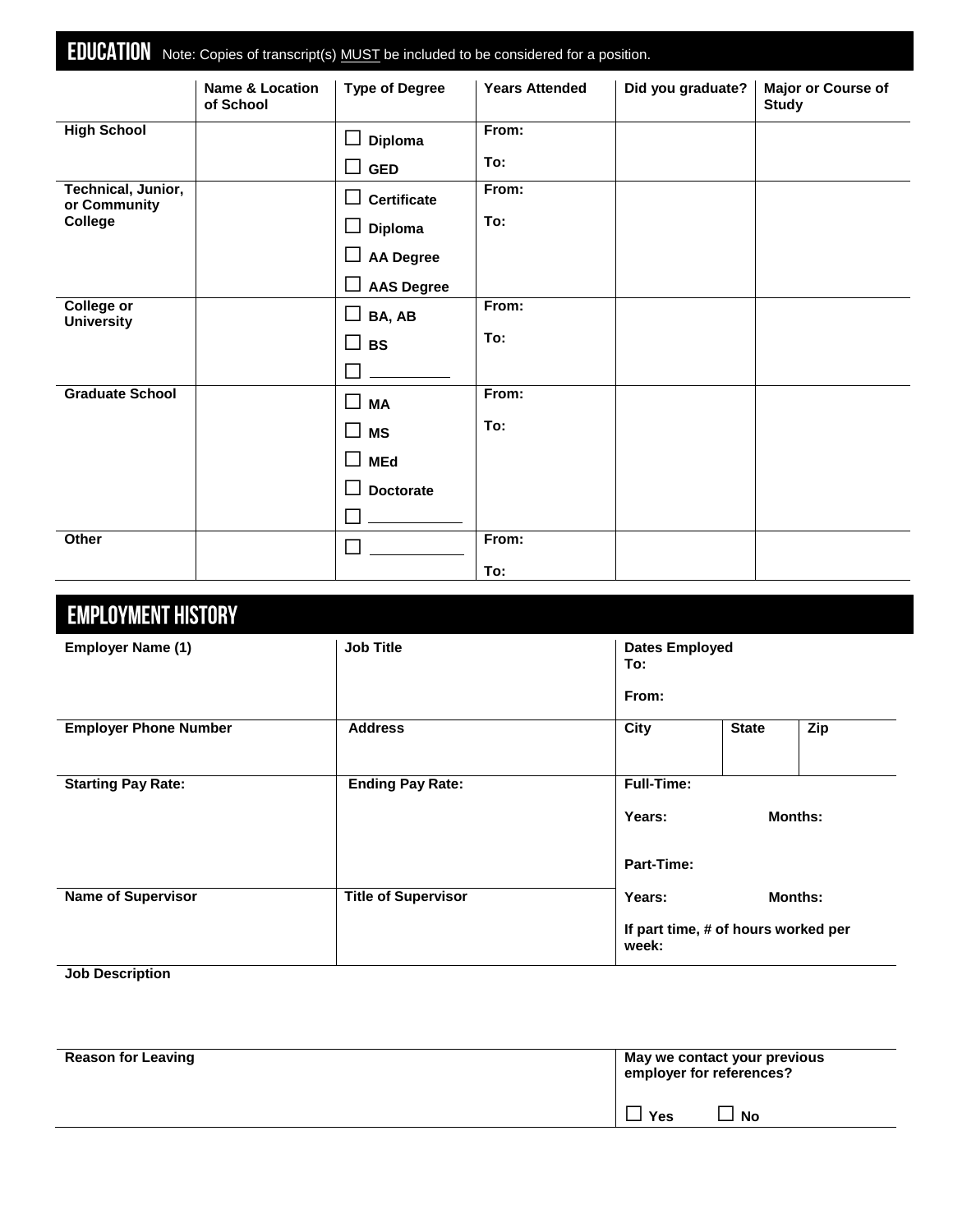## EDUCATION

Note: Copies of transcript(s) MUST be included to be considered for a position.

| | Name & Location of School | Type of Degree | Years Attended | Did you graduate? | Major or Course of Study |
|---|---|---|---|---|---|
| **High School** | | ☐ Diploma<br>☐ GED | From:<br>To: | | |
| **Technical, Junior, or Community College** | | ☐ Certificate<br>☐ Diploma<br>☐ AA Degree<br>☐ AAS Degree | From:<br>To: | | |
| **College or University** | | ☐ BA, AB<br>☐ BS<br>☐ \_\_\_\_\_\_\_\_\_ | From:<br>To: | | |
| **Graduate School** | | ☐ MA<br>☐ MS<br>☐ MEd<br>☐ Doctorate<br>☐ \_\_\_\_\_\_\_\_\_ | From:<br>To: | | |
| **Other** | | ☐ \_\_\_\_\_\_\_\_\_ | From:<br>To: | | |

## EMPLOYMENT HISTORY

| Employer Name (1) | Job Title | Dates Employed<br>To:<br>From: | | |
|---|---|---|---|---|
| **Employer Phone Number** | **Address** | **City** | **State** | **Zip** |
| **Starting Pay Rate:** | **Ending Pay Rate:** | **Full-Time:**<br>**Years:** **Months:**<br>**Part-Time:** | | |
| **Name of Supervisor** | **Title of Supervisor** | **Years:** **Months:**<br>**If part time, # of hours worked per week:** | | |

**Job Description**

| Reason for Leaving | May we contact your previous employer for references?<br>☐ Yes ☐ No |
|---|---|
| | |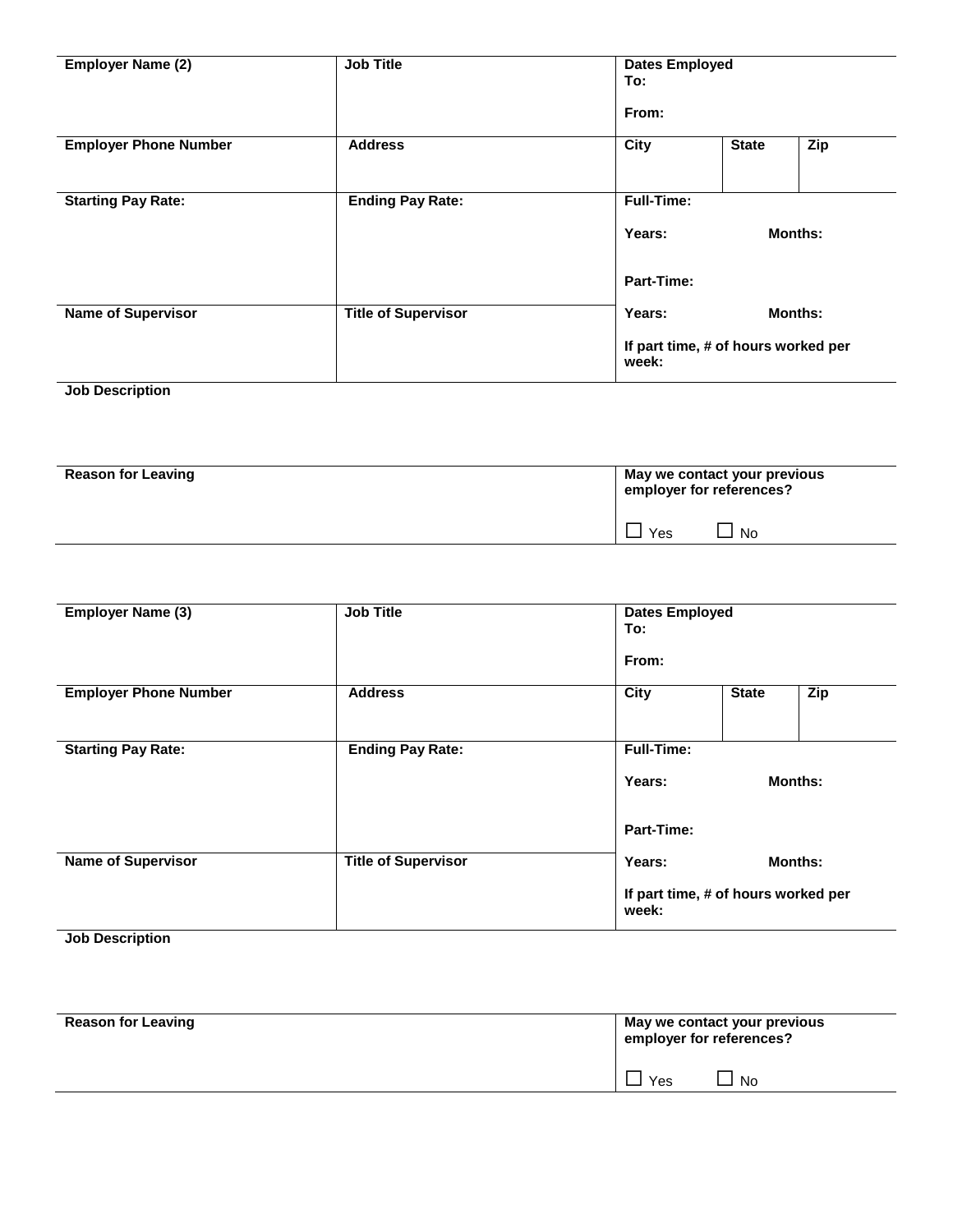| Employer Name (2) | Job Title | Dates Employed<br>To:<br><br>From: | | |
|---|---|---|---|---|
| **Employer Phone Number** | **Address** | **City** | **State** | **Zip** |
| **Starting Pay Rate:** | **Ending Pay Rate:** | **Full-Time:**<br><br>**Years:** **Months:**<br><br>**Part-Time:** | | |
| **Name of Supervisor** | **Title of Supervisor** | **Years:** **Months:**<br><br>**If part time, # of hours worked per week:** | | |

**Job Description**

| Reason for Leaving | May we contact your previous employer for references?<br><br>☐ Yes ☐ No |
|---|---|

| Employer Name (3) | Job Title | Dates Employed<br>To:<br><br>From: | | |
|---|---|---|---|---|
| **Employer Phone Number** | **Address** | **City** | **State** | **Zip** |
| **Starting Pay Rate:** | **Ending Pay Rate:** | **Full-Time:**<br><br>**Years:** **Months:**<br><br>**Part-Time:** | | |
| **Name of Supervisor** | **Title of Supervisor** | **Years:** **Months:**<br><br>**If part time, # of hours worked per week:** | | |

**Job Description**

| Reason for Leaving | May we contact your previous employer for references?<br><br>☐ Yes ☐ No |
|---|---|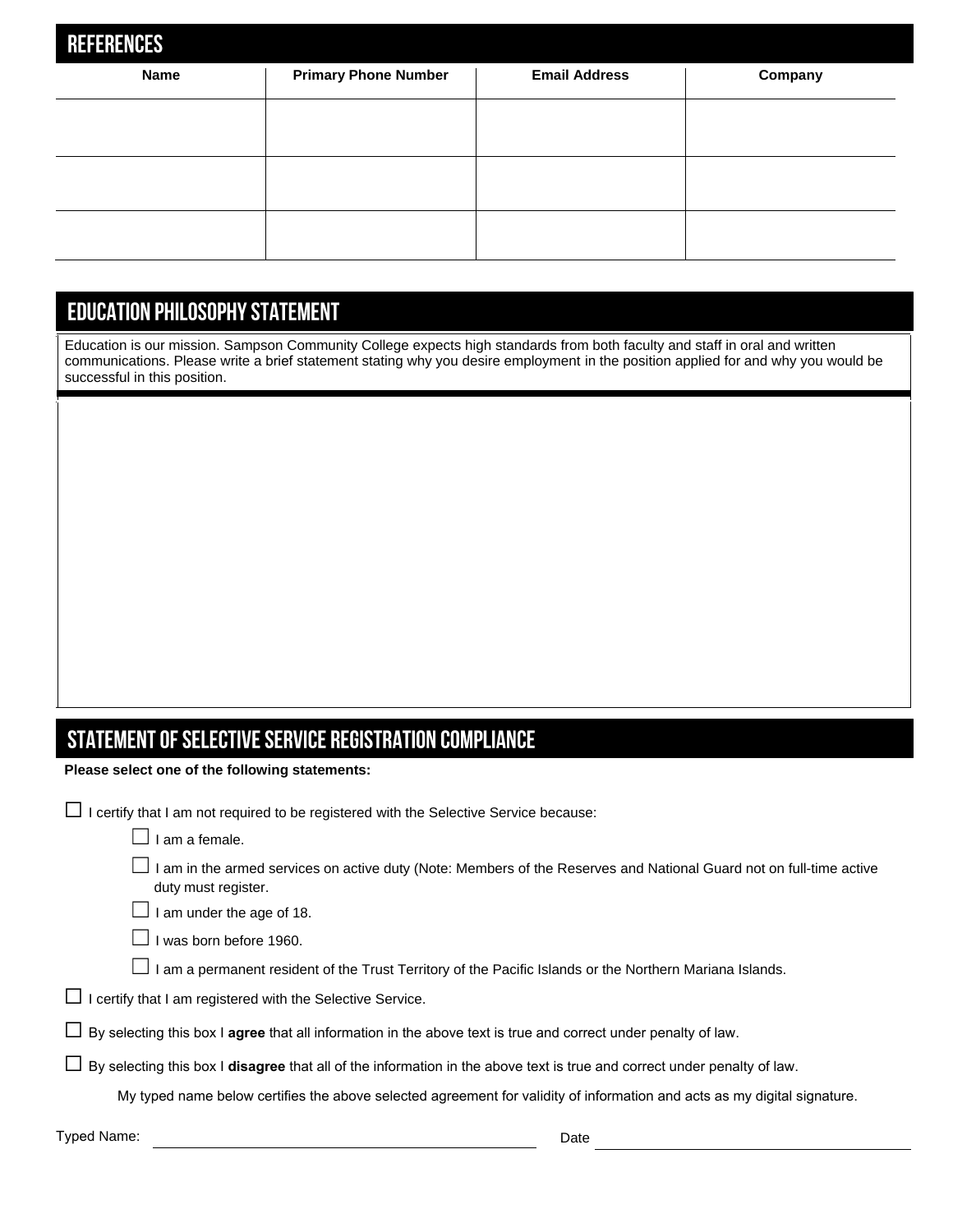## REFERENCES

| Name | Primary Phone Number | Email Address | Company |
|---|---|---|---|
| | | | |
| | | | |
| | | | |

## EDUCATION PHILOSOPHY STATEMENT

Education is our mission. Sampson Community College expects high standards from both faculty and staff in oral and written communications. Please write a brief statement stating why you desire employment in the position applied for and why you would be successful in this position.

## STATEMENT OF SELECTIVE SERVICE REGISTRATION COMPLIANCE

**Please select one of the following statements:**

☐ I certify that I am not required to be registered with the Selective Service because:

- ☐ I am a female.
- ☐ I am in the armed services on active duty (Note: Members of the Reserves and National Guard not on full-time active duty must register.
- ☐ I am under the age of 18.
- ☐ I was born before 1960.
- ☐ I am a permanent resident of the Trust Territory of the Pacific Islands or the Northern Mariana Islands.

☐ I certify that I am registered with the Selective Service.

☐ By selecting this box I **agree** that all information in the above text is true and correct under penalty of law.

☐ By selecting this box I **disagree** that all of the information in the above text is true and correct under penalty of law.

My typed name below certifies the above selected agreement for validity of information and acts as my digital signature.

Typed Name: ______________________________ Date ______________________________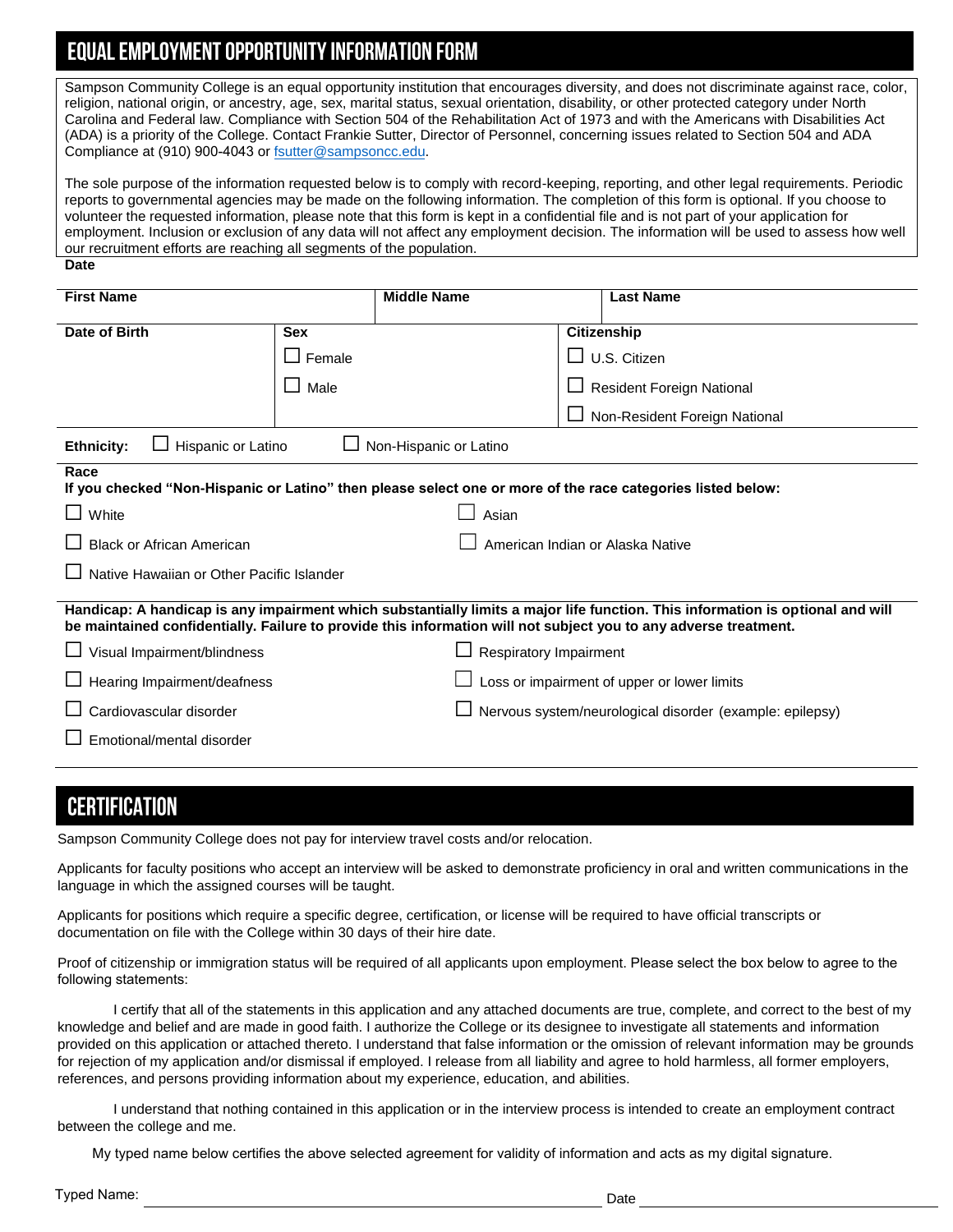# EQUAL EMPLOYMENT OPPORTUNITY INFORMATION FORM

Sampson Community College is an equal opportunity institution that encourages diversity, and does not discriminate against race, color, religion, national origin, or ancestry, age, sex, marital status, sexual orientation, disability, or other protected category under North Carolina and Federal law. Compliance with Section 504 of the Rehabilitation Act of 1973 and with the Americans with Disabilities Act (ADA) is a priority of the College. Contact Frankie Sutter, Director of Personnel, concerning issues related to Section 504 and ADA Compliance at (910) 900-4043 or fsutter@sampsoncc.edu.

The sole purpose of the information requested below is to comply with record-keeping, reporting, and other legal requirements. Periodic reports to governmental agencies may be made on the following information. The completion of this form is optional. If you choose to volunteer the requested information, please note that this form is kept in a confidential file and is not part of your application for employment. Inclusion or exclusion of any data will not affect any employment decision. The information will be used to assess how well our recruitment efforts are reaching all segments of the population.

**Date**

| **First Name** | **Middle Name** | **Last Name** |
|---|---|---|
| | | |

| **Date of Birth** | **Sex** | **Citizenship** |
|---|---|---|
| | ☐ Female | ☐ U.S. Citizen |
| | ☐ Male | ☐ Resident Foreign National |
| | | ☐ Non-Resident Foreign National |

**Ethnicity:** ☐ Hispanic or Latino ☐ Non-Hispanic or Latino

**Race**
**If you checked "Non-Hispanic or Latino" then please select one or more of the race categories listed below:**

☐ White
☐ Asian
☐ Black or African American
☐ American Indian or Alaska Native
☐ Native Hawaiian or Other Pacific Islander

**Handicap: A handicap is any impairment which substantially limits a major life function. This information is optional and will be maintained confidentially. Failure to provide this information will not subject you to any adverse treatment.**

☐ Visual Impairment/blindness
☐ Respiratory Impairment
☐ Hearing Impairment/deafness
☐ Loss or impairment of upper or lower limits
☐ Cardiovascular disorder
☐ Nervous system/neurological disorder (example: epilepsy)
☐ Emotional/mental disorder

# CERTIFICATION

Sampson Community College does not pay for interview travel costs and/or relocation.

Applicants for faculty positions who accept an interview will be asked to demonstrate proficiency in oral and written communications in the language in which the assigned courses will be taught.

Applicants for positions which require a specific degree, certification, or license will be required to have official transcripts or documentation on file with the College within 30 days of their hire date.

Proof of citizenship or immigration status will be required of all applicants upon employment. Please select the box below to agree to the following statements:

I certify that all of the statements in this application and any attached documents are true, complete, and correct to the best of my knowledge and belief and are made in good faith. I authorize the College or its designee to investigate all statements and information provided on this application or attached thereto. I understand that false information or the omission of relevant information may be grounds for rejection of my application and/or dismissal if employed. I release from all liability and agree to hold harmless, all former employers, references, and persons providing information about my experience, education, and abilities.

I understand that nothing contained in this application or in the interview process is intended to create an employment contract between the college and me.

My typed name below certifies the above selected agreement for validity of information and acts as my digital signature.

Typed Name: ______________________________ Date ______________________